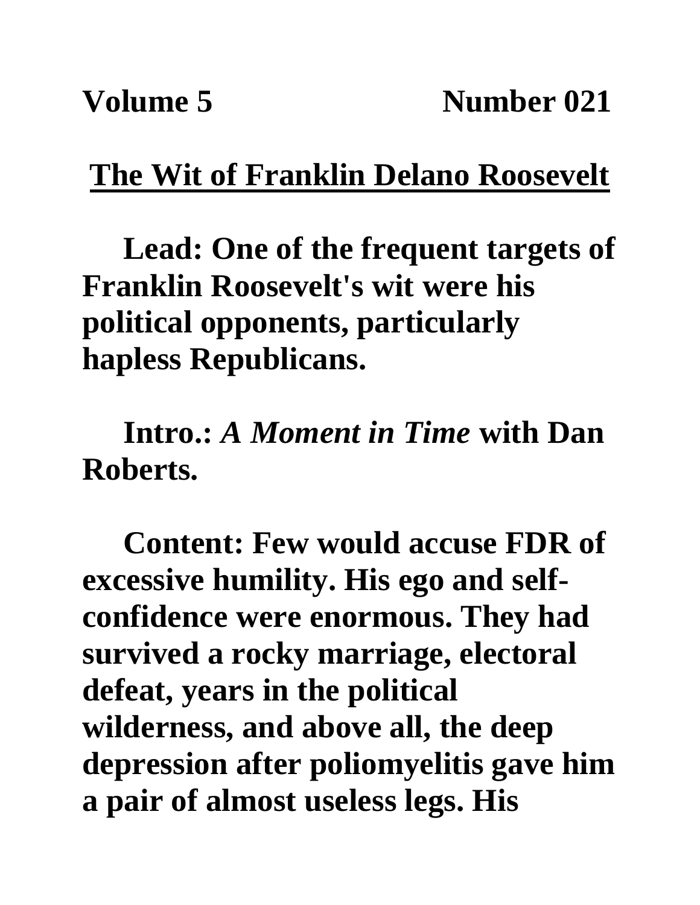**Volume 5 Number 021**

# The Wit of Franklin Delano Roosevelt

**Lead: One of the frequent targets of Franklin Roosevelt's wit were his political opponents, particularly hapless Republicans.**

**Intro.: *A Moment in Time* with Dan Roberts.**

**Content: Few would accuse FDR of excessive humility. His ego and self-confidence were enormous. They had survived a rocky marriage, electoral defeat, years in the political wilderness, and above all, the deep depression after poliomyelitis gave him a pair of almost useless legs. His**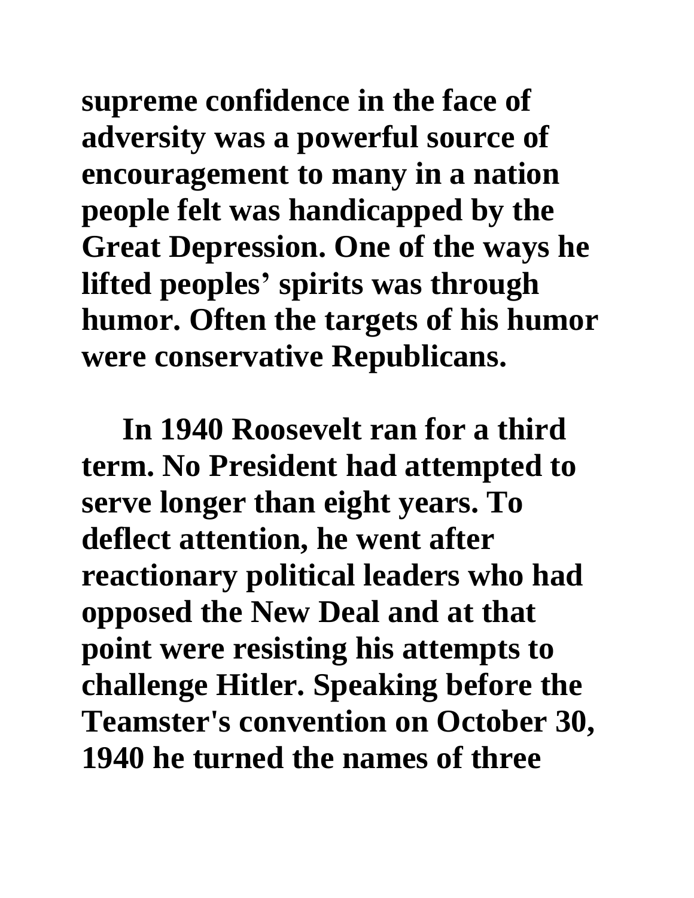**supreme confidence in the face of adversity was a powerful source of encouragement to many in a nation people felt was handicapped by the Great Depression. One of the ways he lifted peoples' spirits was through humor. Often the targets of his humor were conservative Republicans.**

**In 1940 Roosevelt ran for a third term. No President had attempted to serve longer than eight years. To deflect attention, he went after reactionary political leaders who had opposed the New Deal and at that point were resisting his attempts to challenge Hitler. Speaking before the Teamster's convention on October 30, 1940 he turned the names of three**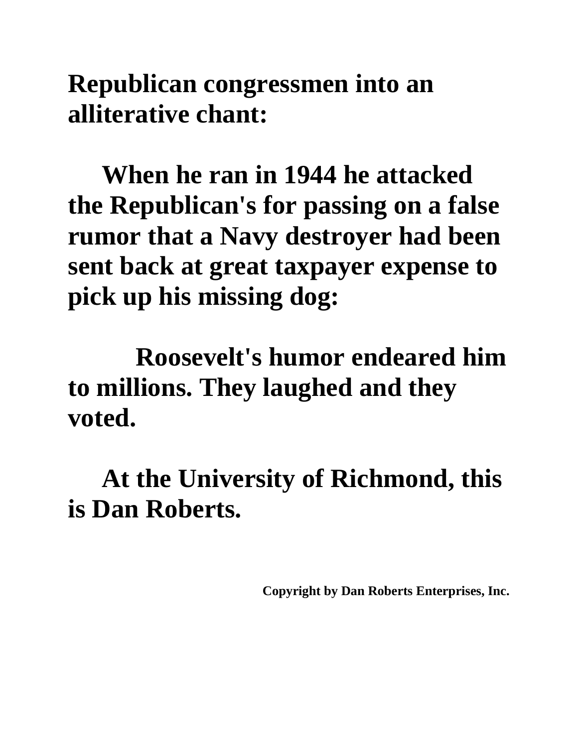**Republican congressmen into an alliterative chant:**

**When he ran in 1944 he attacked the Republican's for passing on a false rumor that a Navy destroyer had been sent back at great taxpayer expense to pick up his missing dog:**

**Roosevelt's humor endeared him to millions. They laughed and they voted.**

**At the University of Richmond, this is Dan Roberts.**

**Copyright by Dan Roberts Enterprises, Inc.**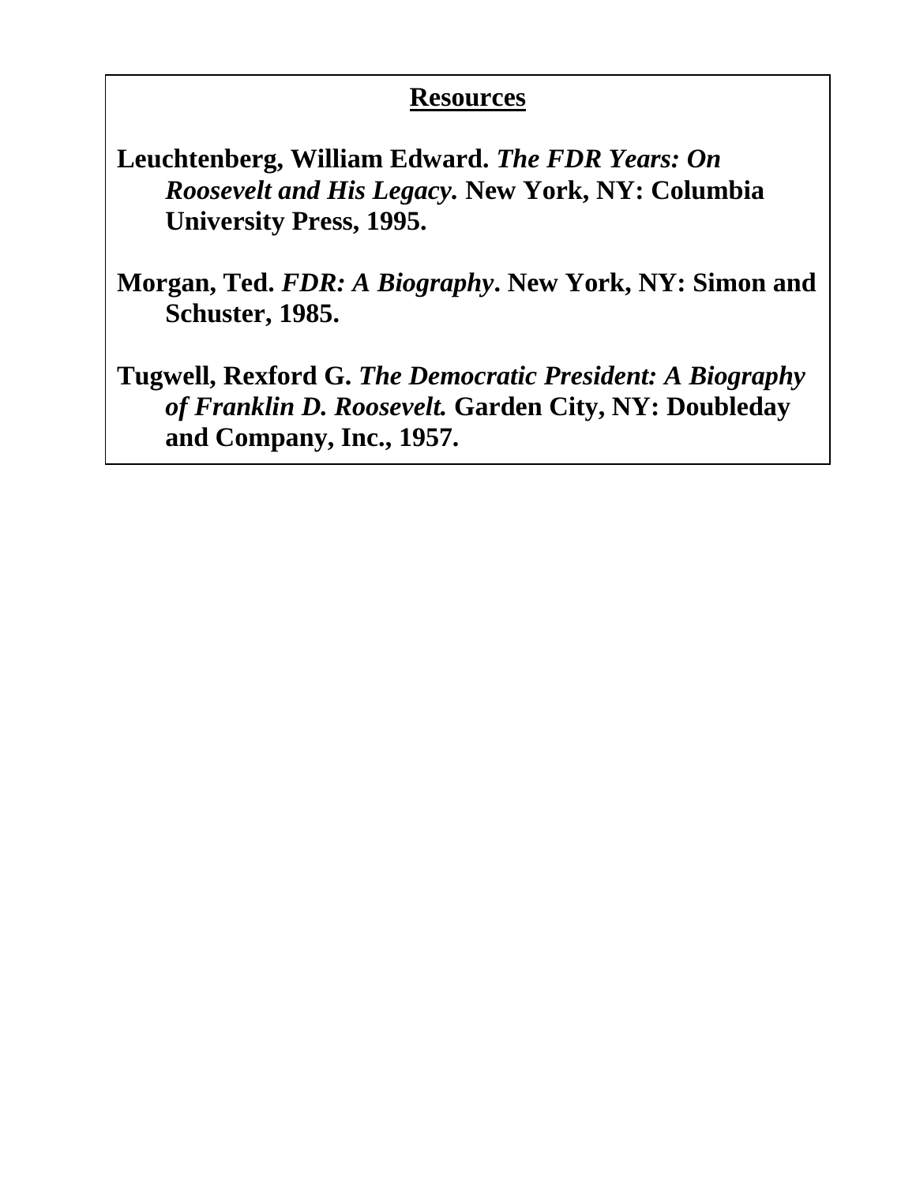## Resources

**Leuchtenberg, William Edward. *The FDR Years: On Roosevelt and His Legacy.* New York, NY: Columbia University Press, 1995.**

**Morgan, Ted. *FDR: A Biography*. New York, NY: Simon and Schuster, 1985.**

**Tugwell, Rexford G. *The Democratic President: A Biography of Franklin D. Roosevelt.* Garden City, NY: Doubleday and Company, Inc., 1957.**